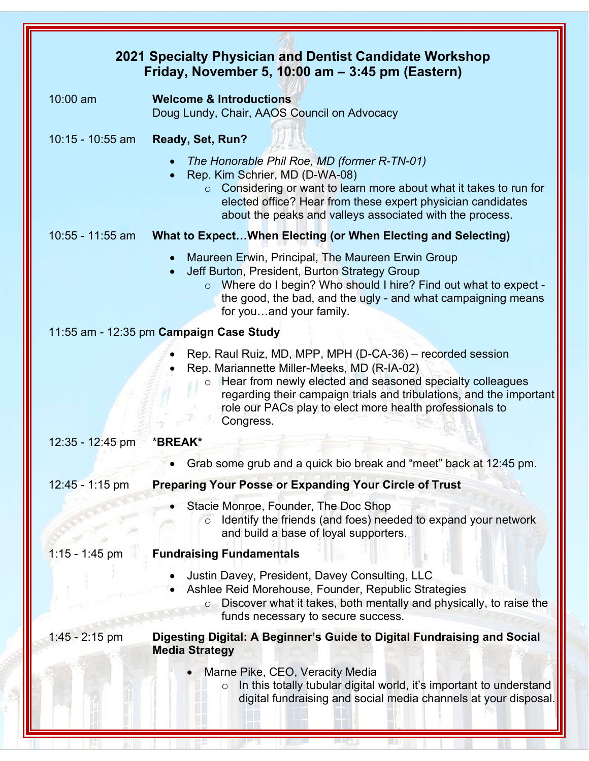# 2021 Specialty Physician and Dentist Candidate Workshop
## Friday, November 5, 10:00 am – 3:45 pm (Eastern)

10:00 am **Welcome & Introductions**
Doug Lundy, Chair, AAOS Council on Advocacy

10:15 - 10:55 am **Ready, Set, Run?**

- *The Honorable Phil Roe, MD (former R-TN-01)*
- Rep. Kim Schrier, MD (D-WA-08)
  - Considering or want to learn more about what it takes to run for elected office? Hear from these expert physician candidates about the peaks and valleys associated with the process.

10:55 - 11:55 am **What to Expect…When Electing (or When Electing and Selecting)**

- Maureen Erwin, Principal, The Maureen Erwin Group
- Jeff Burton, President, Burton Strategy Group
  - Where do I begin? Who should I hire? Find out what to expect - the good, the bad, and the ugly - and what campaigning means for you…and your family.

11:55 am - 12:35 pm **Campaign Case Study**

- Rep. Raul Ruiz, MD, MPP, MPH (D-CA-36) – recorded session
- Rep. Mariannette Miller-Meeks, MD (R-IA-02)
  - Hear from newly elected and seasoned specialty colleagues regarding their campaign trials and tribulations, and the important role our PACs play to elect more health professionals to Congress.

12:35 - 12:45 pm ***BREAK***

- Grab some grub and a quick bio break and "meet" back at 12:45 pm.

12:45 - 1:15 pm **Preparing Your Posse or Expanding Your Circle of Trust**

- Stacie Monroe, Founder, The Doc Shop
  - Identify the friends (and foes) needed to expand your network and build a base of loyal supporters.

1:15 - 1:45 pm **Fundraising Fundamentals**

- Justin Davey, President, Davey Consulting, LLC
- Ashlee Reid Morehouse, Founder, Republic Strategies
  - Discover what it takes, both mentally and physically, to raise the funds necessary to secure success.

1:45 - 2:15 pm **Digesting Digital: A Beginner's Guide to Digital Fundraising and Social Media Strategy**

- Marne Pike, CEO, Veracity Media
  - In this totally tubular digital world, it's important to understand digital fundraising and social media channels at your disposal.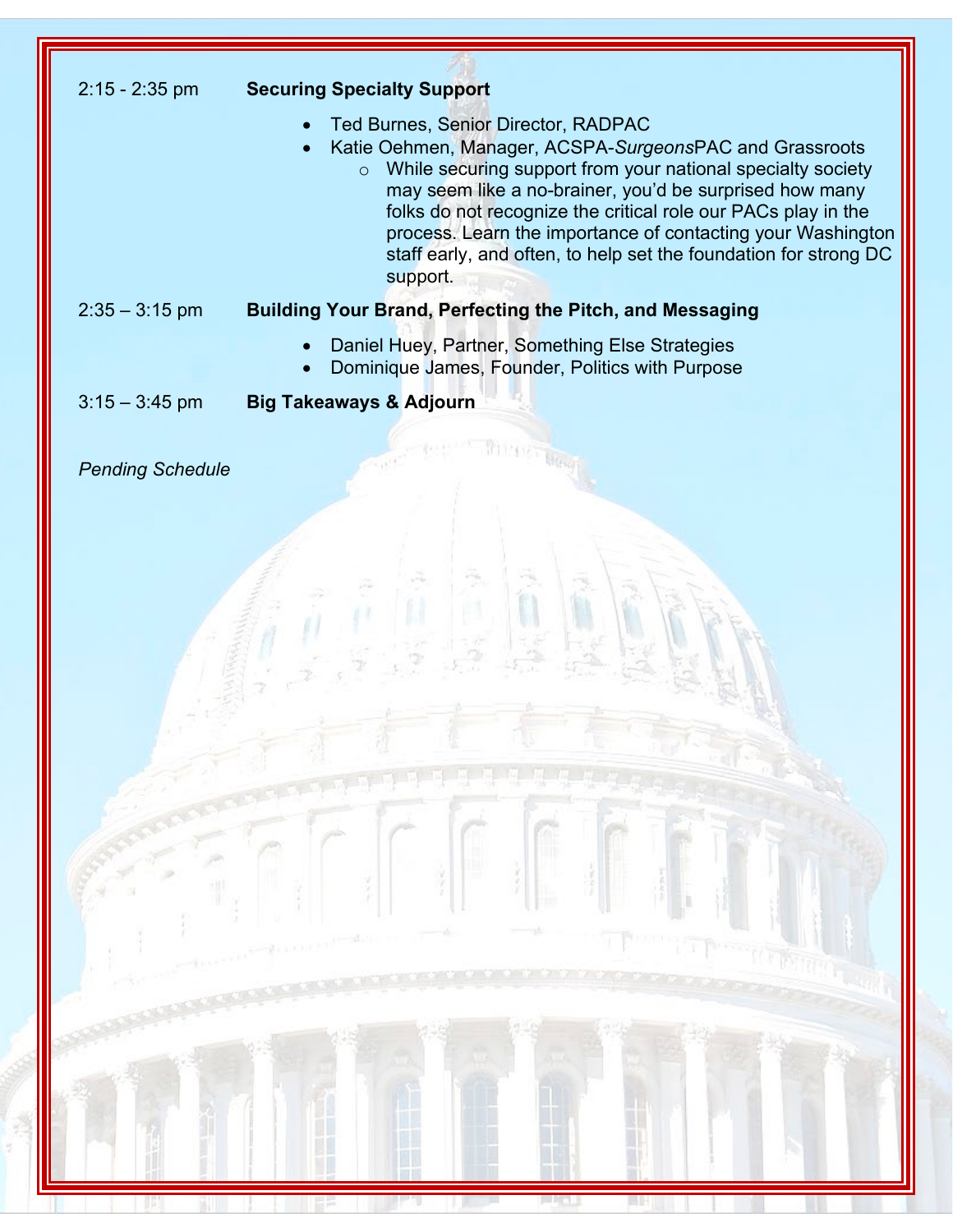2:15 - 2:35 pm **Securing Specialty Support**

- Ted Burnes, Senior Director, RADPAC
- Katie Oehmen, Manager, ACSPA-*Surgeons*PAC and Grassroots
  - While securing support from your national specialty society may seem like a no-brainer, you'd be surprised how many folks do not recognize the critical role our PACs play in the process. Learn the importance of contacting your Washington staff early, and often, to help set the foundation for strong DC support.

2:35 – 3:15 pm **Building Your Brand, Perfecting the Pitch, and Messaging**

- Daniel Huey, Partner, Something Else Strategies
- Dominique James, Founder, Politics with Purpose

3:15 – 3:45 pm **Big Takeaways & Adjourn**

*Pending Schedule*